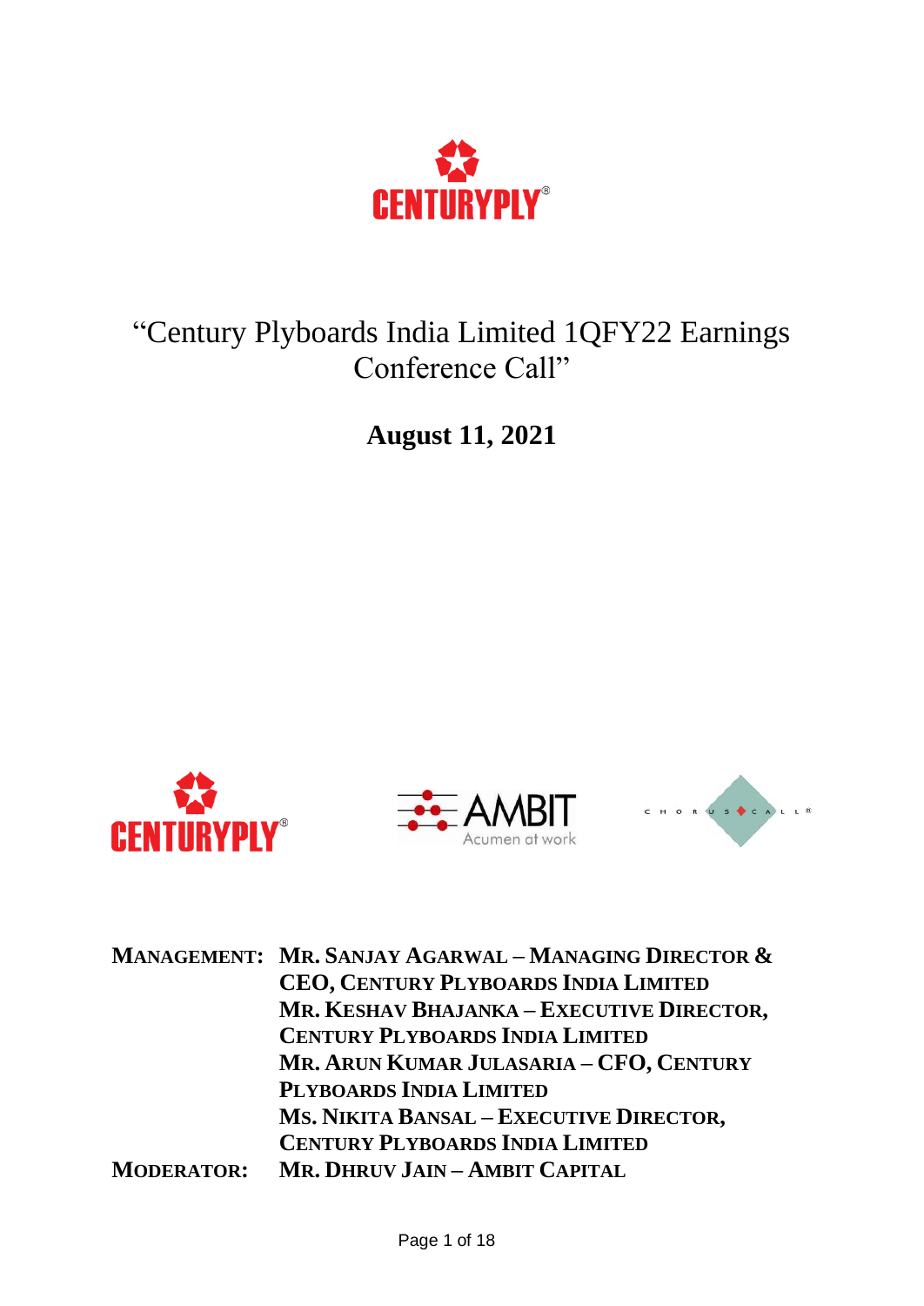# "Century Plyboards India Limited 1QFY22 Earnings Conference Call"

**August 11, 2021**

**MANAGEMENT:** **MR. SANJAY AGARWAL – MANAGING DIRECTOR & CEO, CENTURY PLYBOARDS INDIA LIMITED**
**MR. KESHAV BHAJANKA – EXECUTIVE DIRECTOR, CENTURY PLYBOARDS INDIA LIMITED**
**MR. ARUN KUMAR JULASARIA – CFO, CENTURY PLYBOARDS INDIA LIMITED**
**MS. NIKITA BANSAL – EXECUTIVE DIRECTOR, CENTURY PLYBOARDS INDIA LIMITED**

**MODERATOR:** **MR. DHRUV JAIN – AMBIT CAPITAL**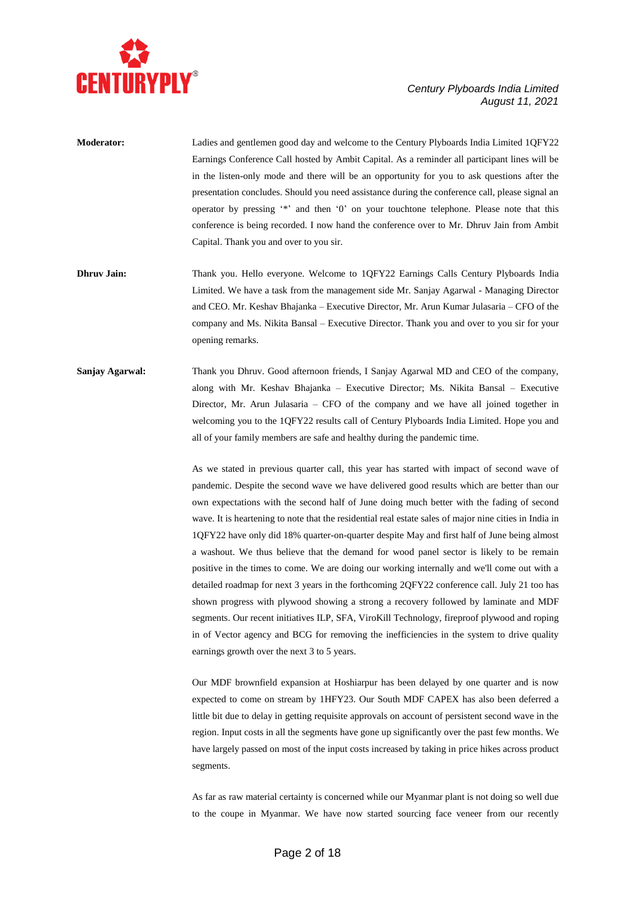**Moderator:** Ladies and gentlemen good day and welcome to the Century Plyboards India Limited 1QFY22 Earnings Conference Call hosted by Ambit Capital. As a reminder all participant lines will be in the listen-only mode and there will be an opportunity for you to ask questions after the presentation concludes. Should you need assistance during the conference call, please signal an operator by pressing '*' and then '0' on your touchtone telephone. Please note that this conference is being recorded. I now hand the conference over to Mr. Dhruv Jain from Ambit Capital. Thank you and over to you sir.

**Dhruv Jain:** Thank you. Hello everyone. Welcome to 1QFY22 Earnings Calls Century Plyboards India Limited. We have a task from the management side Mr. Sanjay Agarwal - Managing Director and CEO. Mr. Keshav Bhajanka – Executive Director, Mr. Arun Kumar Julasaria – CFO of the company and Ms. Nikita Bansal – Executive Director. Thank you and over to you sir for your opening remarks.

**Sanjay Agarwal:** Thank you Dhruv. Good afternoon friends, I Sanjay Agarwal MD and CEO of the company, along with Mr. Keshav Bhajanka – Executive Director; Ms. Nikita Bansal – Executive Director, Mr. Arun Julasaria – CFO of the company and we have all joined together in welcoming you to the 1QFY22 results call of Century Plyboards India Limited. Hope you and all of your family members are safe and healthy during the pandemic time.

As we stated in previous quarter call, this year has started with impact of second wave of pandemic. Despite the second wave we have delivered good results which are better than our own expectations with the second half of June doing much better with the fading of second wave. It is heartening to note that the residential real estate sales of major nine cities in India in 1QFY22 have only did 18% quarter-on-quarter despite May and first half of June being almost a washout. We thus believe that the demand for wood panel sector is likely to be remain positive in the times to come. We are doing our working internally and we'll come out with a detailed roadmap for next 3 years in the forthcoming 2QFY22 conference call. July 21 too has shown progress with plywood showing a strong a recovery followed by laminate and MDF segments. Our recent initiatives ILP, SFA, ViroKill Technology, fireproof plywood and roping in of Vector agency and BCG for removing the inefficiencies in the system to drive quality earnings growth over the next 3 to 5 years.

Our MDF brownfield expansion at Hoshiarpur has been delayed by one quarter and is now expected to come on stream by 1HFY23. Our South MDF CAPEX has also been deferred a little bit due to delay in getting requisite approvals on account of persistent second wave in the region. Input costs in all the segments have gone up significantly over the past few months. We have largely passed on most of the input costs increased by taking in price hikes across product segments.

As far as raw material certainty is concerned while our Myanmar plant is not doing so well due to the coupe in Myanmar. We have now started sourcing face veneer from our recently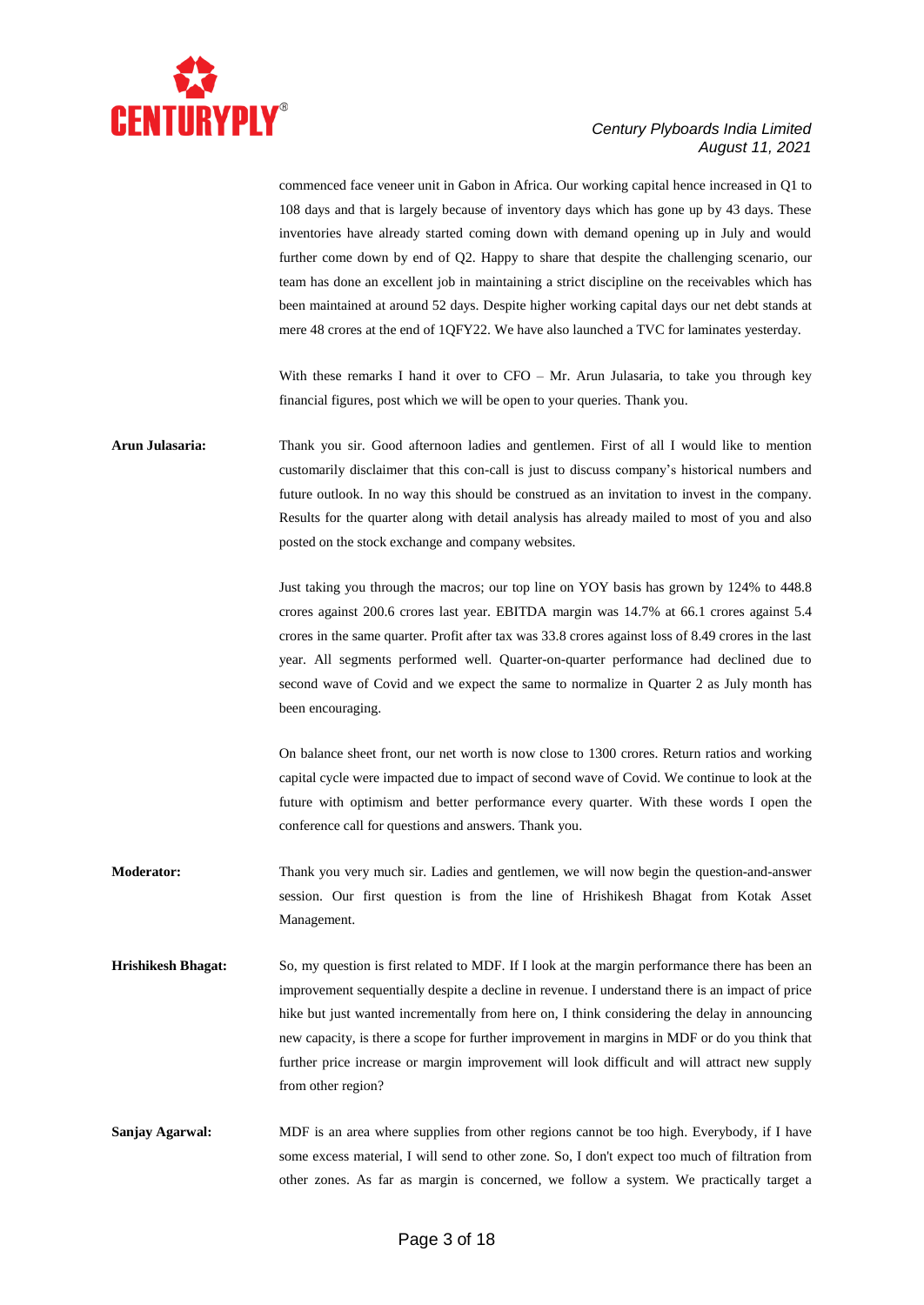commenced face veneer unit in Gabon in Africa. Our working capital hence increased in Q1 to 108 days and that is largely because of inventory days which has gone up by 43 days. These inventories have already started coming down with demand opening up in July and would further come down by end of Q2. Happy to share that despite the challenging scenario, our team has done an excellent job in maintaining a strict discipline on the receivables which has been maintained at around 52 days. Despite higher working capital days our net debt stands at mere 48 crores at the end of 1QFY22. We have also launched a TVC for laminates yesterday.

With these remarks I hand it over to CFO – Mr. Arun Julasaria, to take you through key financial figures, post which we will be open to your queries. Thank you.

**Arun Julasaria:** Thank you sir. Good afternoon ladies and gentlemen. First of all I would like to mention customarily disclaimer that this con-call is just to discuss company's historical numbers and future outlook. In no way this should be construed as an invitation to invest in the company. Results for the quarter along with detail analysis has already mailed to most of you and also posted on the stock exchange and company websites.

Just taking you through the macros; our top line on YOY basis has grown by 124% to 448.8 crores against 200.6 crores last year. EBITDA margin was 14.7% at 66.1 crores against 5.4 crores in the same quarter. Profit after tax was 33.8 crores against loss of 8.49 crores in the last year. All segments performed well. Quarter-on-quarter performance had declined due to second wave of Covid and we expect the same to normalize in Quarter 2 as July month has been encouraging.

On balance sheet front, our net worth is now close to 1300 crores. Return ratios and working capital cycle were impacted due to impact of second wave of Covid. We continue to look at the future with optimism and better performance every quarter. With these words I open the conference call for questions and answers. Thank you.

**Moderator:** Thank you very much sir. Ladies and gentlemen, we will now begin the question-and-answer session. Our first question is from the line of Hrishikesh Bhagat from Kotak Asset Management.

**Hrishikesh Bhagat:** So, my question is first related to MDF. If I look at the margin performance there has been an improvement sequentially despite a decline in revenue. I understand there is an impact of price hike but just wanted incrementally from here on, I think considering the delay in announcing new capacity, is there a scope for further improvement in margins in MDF or do you think that further price increase or margin improvement will look difficult and will attract new supply from other region?

**Sanjay Agarwal:** MDF is an area where supplies from other regions cannot be too high. Everybody, if I have some excess material, I will send to other zone. So, I don't expect too much of filtration from other zones. As far as margin is concerned, we follow a system. We practically target a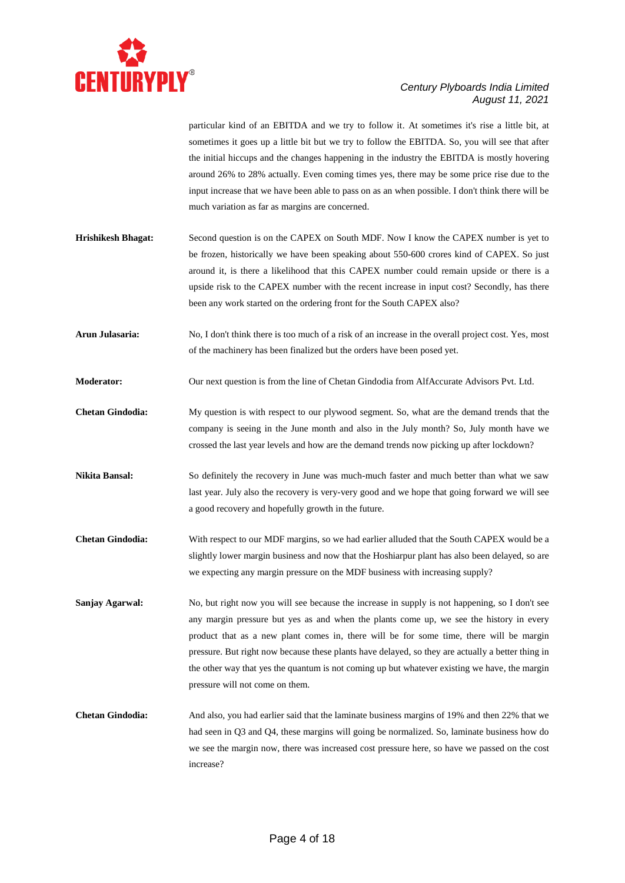particular kind of an EBITDA and we try to follow it. At sometimes it's rise a little bit, at sometimes it goes up a little bit but we try to follow the EBITDA. So, you will see that after the initial hiccups and the changes happening in the industry the EBITDA is mostly hovering around 26% to 28% actually. Even coming times yes, there may be some price rise due to the input increase that we have been able to pass on as an when possible. I don't think there will be much variation as far as margins are concerned.

**Hrishikesh Bhagat:** Second question is on the CAPEX on South MDF. Now I know the CAPEX number is yet to be frozen, historically we have been speaking about 550-600 crores kind of CAPEX. So just around it, is there a likelihood that this CAPEX number could remain upside or there is a upside risk to the CAPEX number with the recent increase in input cost? Secondly, has there been any work started on the ordering front for the South CAPEX also?

**Arun Julasaria:** No, I don't think there is too much of a risk of an increase in the overall project cost. Yes, most of the machinery has been finalized but the orders have been posed yet.

**Moderator:** Our next question is from the line of Chetan Gindodia from AlfAccurate Advisors Pvt. Ltd.

**Chetan Gindodia:** My question is with respect to our plywood segment. So, what are the demand trends that the company is seeing in the June month and also in the July month? So, July month have we crossed the last year levels and how are the demand trends now picking up after lockdown?

**Nikita Bansal:** So definitely the recovery in June was much-much faster and much better than what we saw last year. July also the recovery is very-very good and we hope that going forward we will see a good recovery and hopefully growth in the future.

**Chetan Gindodia:** With respect to our MDF margins, so we had earlier alluded that the South CAPEX would be a slightly lower margin business and now that the Hoshiarpur plant has also been delayed, so are we expecting any margin pressure on the MDF business with increasing supply?

**Sanjay Agarwal:** No, but right now you will see because the increase in supply is not happening, so I don't see any margin pressure but yes as and when the plants come up, we see the history in every product that as a new plant comes in, there will be for some time, there will be margin pressure. But right now because these plants have delayed, so they are actually a better thing in the other way that yes the quantum is not coming up but whatever existing we have, the margin pressure will not come on them.

**Chetan Gindodia:** And also, you had earlier said that the laminate business margins of 19% and then 22% that we had seen in Q3 and Q4, these margins will going be normalized. So, laminate business how do we see the margin now, there was increased cost pressure here, so have we passed on the cost increase?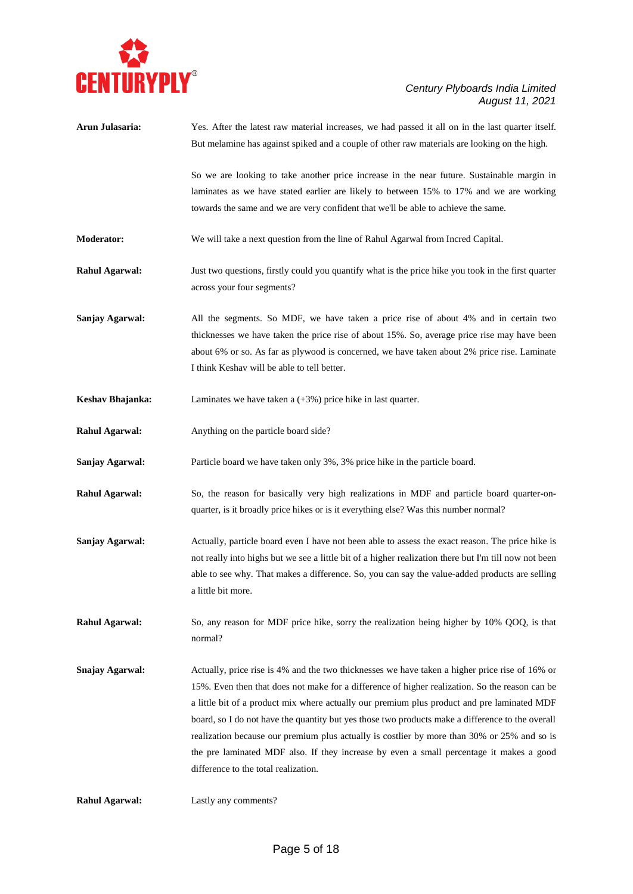**Arun Julasaria:** Yes. After the latest raw material increases, we had passed it all on in the last quarter itself. But melamine has against spiked and a couple of other raw materials are looking on the high.

So we are looking to take another price increase in the near future. Sustainable margin in laminates as we have stated earlier are likely to between 15% to 17% and we are working towards the same and we are very confident that we'll be able to achieve the same.

**Moderator:** We will take a next question from the line of Rahul Agarwal from Incred Capital.

**Rahul Agarwal:** Just two questions, firstly could you quantify what is the price hike you took in the first quarter across your four segments?

**Sanjay Agarwal:** All the segments. So MDF, we have taken a price rise of about 4% and in certain two thicknesses we have taken the price rise of about 15%. So, average price rise may have been about 6% or so. As far as plywood is concerned, we have taken about 2% price rise. Laminate I think Keshav will be able to tell better.

**Keshav Bhajanka:** Laminates we have taken a (+3%) price hike in last quarter.

**Rahul Agarwal:** Anything on the particle board side?

**Sanjay Agarwal:** Particle board we have taken only 3%, 3% price hike in the particle board.

**Rahul Agarwal:** So, the reason for basically very high realizations in MDF and particle board quarter-on-quarter, is it broadly price hikes or is it everything else? Was this number normal?

**Sanjay Agarwal:** Actually, particle board even I have not been able to assess the exact reason. The price hike is not really into highs but we see a little bit of a higher realization there but I'm till now not been able to see why. That makes a difference. So, you can say the value-added products are selling a little bit more.

**Rahul Agarwal:** So, any reason for MDF price hike, sorry the realization being higher by 10% QOQ, is that normal?

**Snajay Agarwal:** Actually, price rise is 4% and the two thicknesses we have taken a higher price rise of 16% or 15%. Even then that does not make for a difference of higher realization. So the reason can be a little bit of a product mix where actually our premium plus product and pre laminated MDF board, so I do not have the quantity but yes those two products make a difference to the overall realization because our premium plus actually is costlier by more than 30% or 25% and so is the pre laminated MDF also. If they increase by even a small percentage it makes a good difference to the total realization.

**Rahul Agarwal:** Lastly any comments?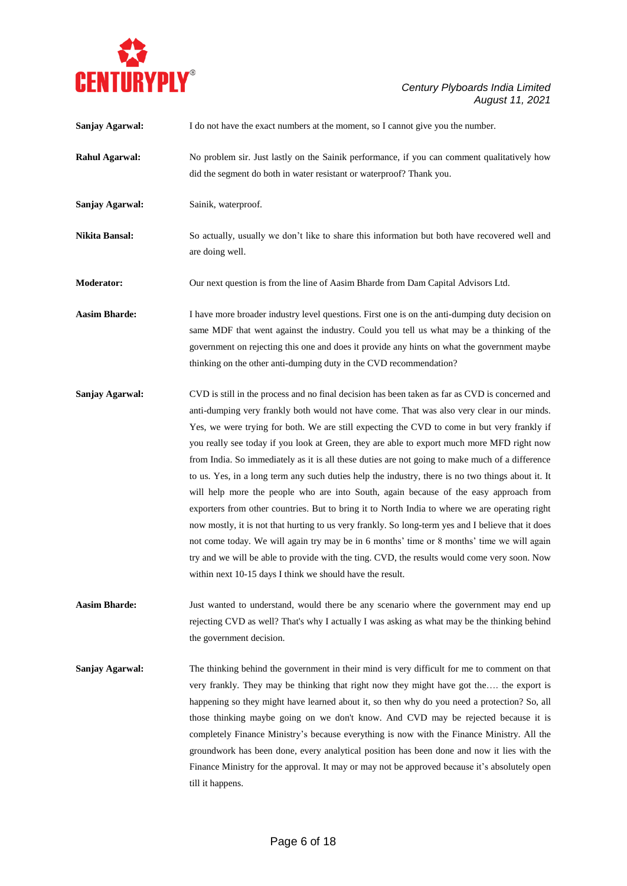**Sanjay Agarwal:** I do not have the exact numbers at the moment, so I cannot give you the number.

**Rahul Agarwal:** No problem sir. Just lastly on the Sainik performance, if you can comment qualitatively how did the segment do both in water resistant or waterproof? Thank you.

**Sanjay Agarwal:** Sainik, waterproof.

**Nikita Bansal:** So actually, usually we don't like to share this information but both have recovered well and are doing well.

**Moderator:** Our next question is from the line of Aasim Bharde from Dam Capital Advisors Ltd.

**Aasim Bharde:** I have more broader industry level questions. First one is on the anti-dumping duty decision on same MDF that went against the industry. Could you tell us what may be a thinking of the government on rejecting this one and does it provide any hints on what the government maybe thinking on the other anti-dumping duty in the CVD recommendation?

**Sanjay Agarwal:** CVD is still in the process and no final decision has been taken as far as CVD is concerned and anti-dumping very frankly both would not have come. That was also very clear in our minds. Yes, we were trying for both. We are still expecting the CVD to come in but very frankly if you really see today if you look at Green, they are able to export much more MFD right now from India. So immediately as it is all these duties are not going to make much of a difference to us. Yes, in a long term any such duties help the industry, there is no two things about it. It will help more the people who are into South, again because of the easy approach from exporters from other countries. But to bring it to North India to where we are operating right now mostly, it is not that hurting to us very frankly. So long-term yes and I believe that it does not come today. We will again try may be in 6 months' time or 8 months' time we will again try and we will be able to provide with the ting. CVD, the results would come very soon. Now within next 10-15 days I think we should have the result.

**Aasim Bharde:** Just wanted to understand, would there be any scenario where the government may end up rejecting CVD as well? That's why I actually I was asking as what may be the thinking behind the government decision.

**Sanjay Agarwal:** The thinking behind the government in their mind is very difficult for me to comment on that very frankly. They may be thinking that right now they might have got the…. the export is happening so they might have learned about it, so then why do you need a protection? So, all those thinking maybe going on we don't know. And CVD may be rejected because it is completely Finance Ministry's because everything is now with the Finance Ministry. All the groundwork has been done, every analytical position has been done and now it lies with the Finance Ministry for the approval. It may or may not be approved because it's absolutely open till it happens.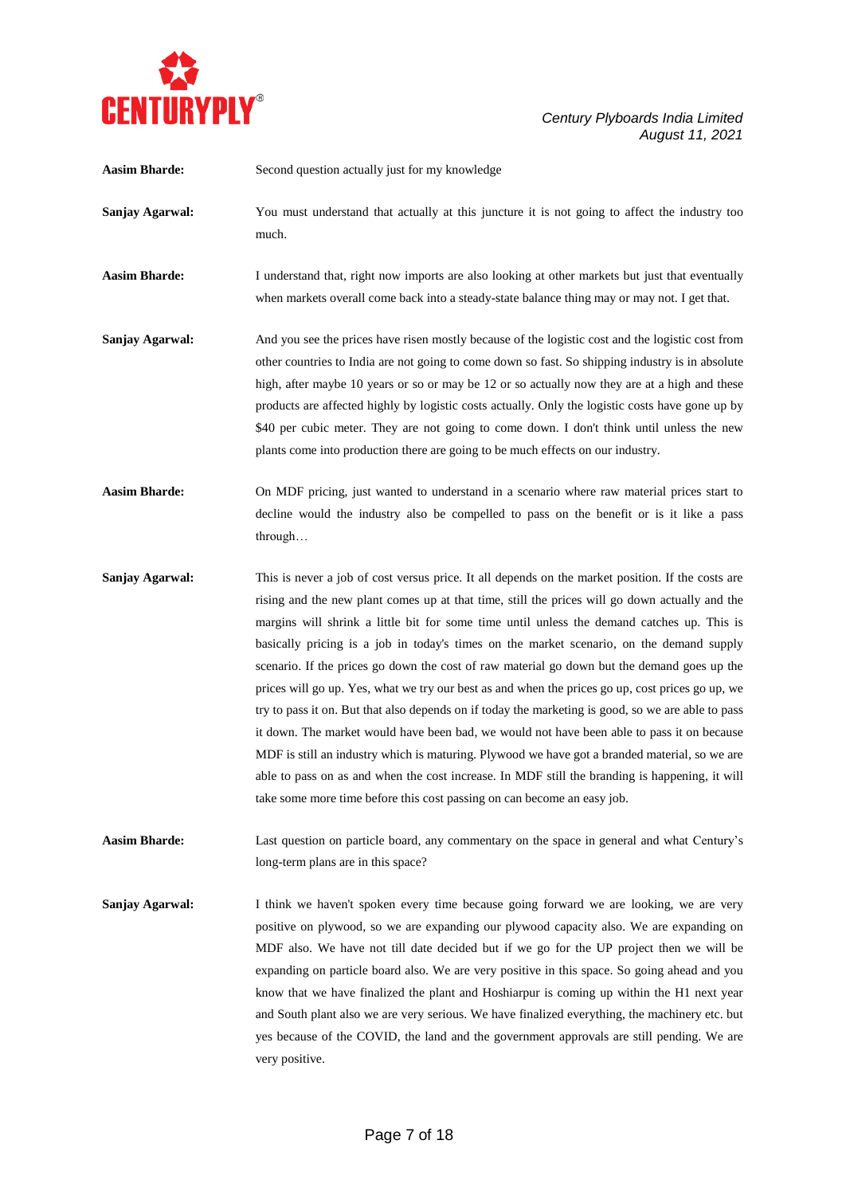**Aasim Bharde:** Second question actually just for my knowledge

**Sanjay Agarwal:** You must understand that actually at this juncture it is not going to affect the industry too much.

**Aasim Bharde:** I understand that, right now imports are also looking at other markets but just that eventually when markets overall come back into a steady-state balance thing may or may not. I get that.

**Sanjay Agarwal:** And you see the prices have risen mostly because of the logistic cost and the logistic cost from other countries to India are not going to come down so fast. So shipping industry is in absolute high, after maybe 10 years or so or may be 12 or so actually now they are at a high and these products are affected highly by logistic costs actually. Only the logistic costs have gone up by $40 per cubic meter. They are not going to come down. I don't think until unless the new plants come into production there are going to be much effects on our industry.

**Aasim Bharde:** On MDF pricing, just wanted to understand in a scenario where raw material prices start to decline would the industry also be compelled to pass on the benefit or is it like a pass through…

**Sanjay Agarwal:** This is never a job of cost versus price. It all depends on the market position. If the costs are rising and the new plant comes up at that time, still the prices will go down actually and the margins will shrink a little bit for some time until unless the demand catches up. This is basically pricing is a job in today's times on the market scenario, on the demand supply scenario. If the prices go down the cost of raw material go down but the demand goes up the prices will go up. Yes, what we try our best as and when the prices go up, cost prices go up, we try to pass it on. But that also depends on if today the marketing is good, so we are able to pass it down. The market would have been bad, we would not have been able to pass it on because MDF is still an industry which is maturing. Plywood we have got a branded material, so we are able to pass on as and when the cost increase. In MDF still the branding is happening, it will take some more time before this cost passing on can become an easy job.

**Aasim Bharde:** Last question on particle board, any commentary on the space in general and what Century's long-term plans are in this space?

**Sanjay Agarwal:** I think we haven't spoken every time because going forward we are looking, we are very positive on plywood, so we are expanding our plywood capacity also. We are expanding on MDF also. We have not till date decided but if we go for the UP project then we will be expanding on particle board also. We are very positive in this space. So going ahead and you know that we have finalized the plant and Hoshiarpur is coming up within the H1 next year and South plant also we are very serious. We have finalized everything, the machinery etc. but yes because of the COVID, the land and the government approvals are still pending. We are very positive.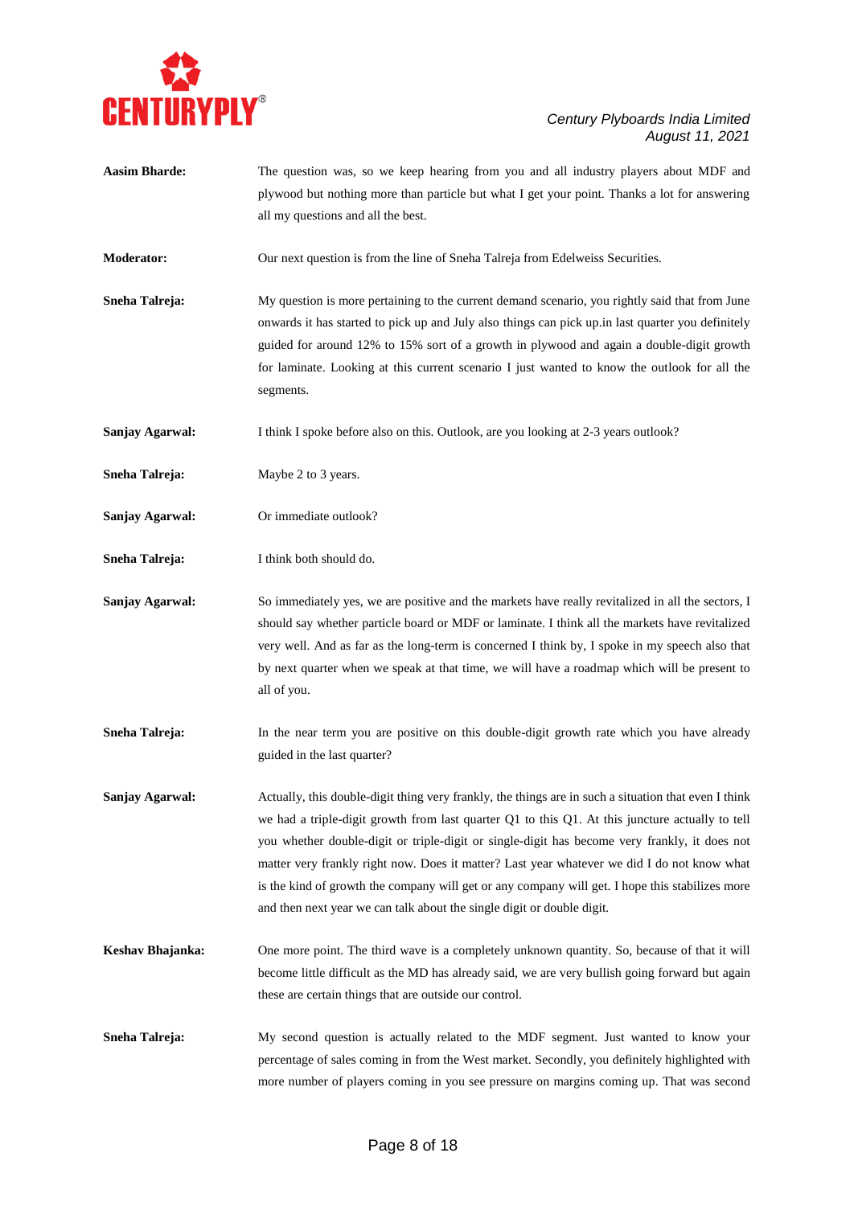**Aasim Bharde:** The question was, so we keep hearing from you and all industry players about MDF and plywood but nothing more than particle but what I get your point. Thanks a lot for answering all my questions and all the best.

**Moderator:** Our next question is from the line of Sneha Talreja from Edelweiss Securities.

**Sneha Talreja:** My question is more pertaining to the current demand scenario, you rightly said that from June onwards it has started to pick up and July also things can pick up.in last quarter you definitely guided for around 12% to 15% sort of a growth in plywood and again a double-digit growth for laminate. Looking at this current scenario I just wanted to know the outlook for all the segments.

**Sanjay Agarwal:** I think I spoke before also on this. Outlook, are you looking at 2-3 years outlook?

**Sneha Talreja:** Maybe 2 to 3 years.

**Sanjay Agarwal:** Or immediate outlook?

**Sneha Talreja:** I think both should do.

**Sanjay Agarwal:** So immediately yes, we are positive and the markets have really revitalized in all the sectors, I should say whether particle board or MDF or laminate. I think all the markets have revitalized very well. And as far as the long-term is concerned I think by, I spoke in my speech also that by next quarter when we speak at that time, we will have a roadmap which will be present to all of you.

**Sneha Talreja:** In the near term you are positive on this double-digit growth rate which you have already guided in the last quarter?

**Sanjay Agarwal:** Actually, this double-digit thing very frankly, the things are in such a situation that even I think we had a triple-digit growth from last quarter Q1 to this Q1. At this juncture actually to tell you whether double-digit or triple-digit or single-digit has become very frankly, it does not matter very frankly right now. Does it matter? Last year whatever we did I do not know what is the kind of growth the company will get or any company will get. I hope this stabilizes more and then next year we can talk about the single digit or double digit.

**Keshav Bhajanka:** One more point. The third wave is a completely unknown quantity. So, because of that it will become little difficult as the MD has already said, we are very bullish going forward but again these are certain things that are outside our control.

**Sneha Talreja:** My second question is actually related to the MDF segment. Just wanted to know your percentage of sales coming in from the West market. Secondly, you definitely highlighted with more number of players coming in you see pressure on margins coming up. That was second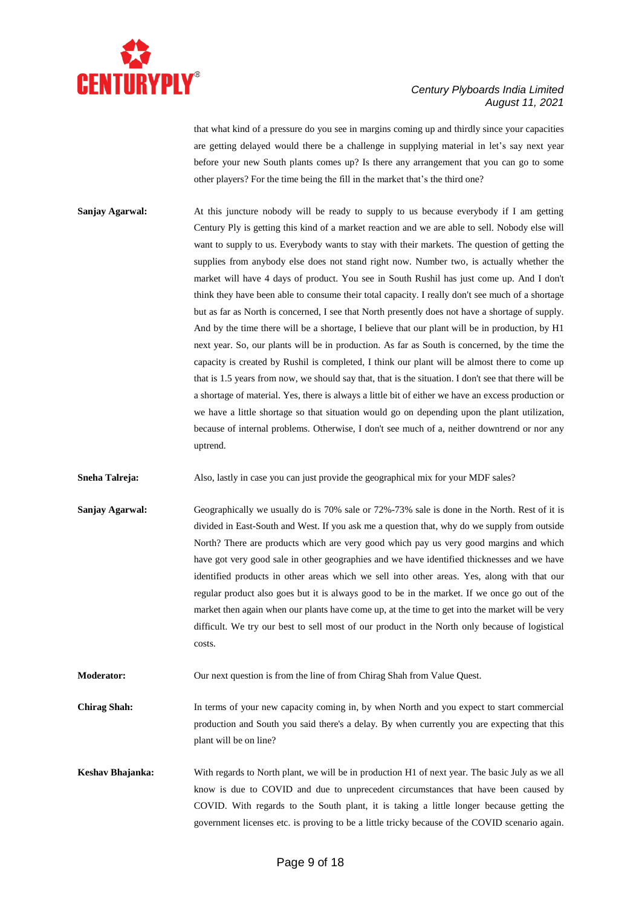that what kind of a pressure do you see in margins coming up and thirdly since your capacities are getting delayed would there be a challenge in supplying material in let's say next year before your new South plants comes up? Is there any arrangement that you can go to some other players? For the time being the fill in the market that's the third one?

**Sanjay Agarwal:** At this juncture nobody will be ready to supply to us because everybody if I am getting Century Ply is getting this kind of a market reaction and we are able to sell. Nobody else will want to supply to us. Everybody wants to stay with their markets. The question of getting the supplies from anybody else does not stand right now. Number two, is actually whether the market will have 4 days of product. You see in South Rushil has just come up. And I don't think they have been able to consume their total capacity. I really don't see much of a shortage but as far as North is concerned, I see that North presently does not have a shortage of supply. And by the time there will be a shortage, I believe that our plant will be in production, by H1 next year. So, our plants will be in production. As far as South is concerned, by the time the capacity is created by Rushil is completed, I think our plant will be almost there to come up that is 1.5 years from now, we should say that, that is the situation. I don't see that there will be a shortage of material. Yes, there is always a little bit of either we have an excess production or we have a little shortage so that situation would go on depending upon the plant utilization, because of internal problems. Otherwise, I don't see much of a, neither downtrend or nor any uptrend.

**Sneha Talreja:** Also, lastly in case you can just provide the geographical mix for your MDF sales?

**Sanjay Agarwal:** Geographically we usually do is 70% sale or 72%-73% sale is done in the North. Rest of it is divided in East-South and West. If you ask me a question that, why do we supply from outside North? There are products which are very good which pay us very good margins and which have got very good sale in other geographies and we have identified thicknesses and we have identified products in other areas which we sell into other areas. Yes, along with that our regular product also goes but it is always good to be in the market. If we once go out of the market then again when our plants have come up, at the time to get into the market will be very difficult. We try our best to sell most of our product in the North only because of logistical costs.

**Moderator:** Our next question is from the line of from Chirag Shah from Value Quest.

**Chirag Shah:** In terms of your new capacity coming in, by when North and you expect to start commercial production and South you said there's a delay. By when currently you are expecting that this plant will be on line?

**Keshav Bhajanka:** With regards to North plant, we will be in production H1 of next year. The basic July as we all know is due to COVID and due to unprecedent circumstances that have been caused by COVID. With regards to the South plant, it is taking a little longer because getting the government licenses etc. is proving to be a little tricky because of the COVID scenario again.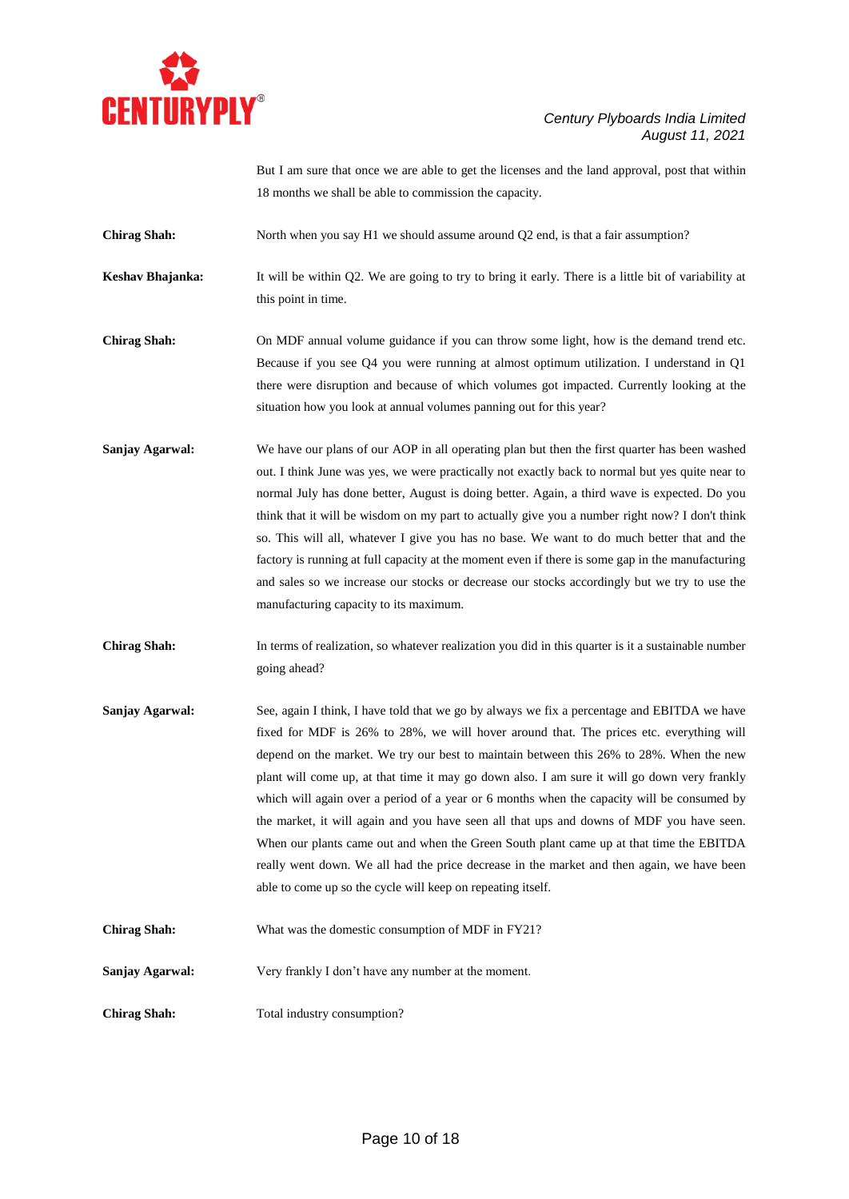But I am sure that once we are able to get the licenses and the land approval, post that within 18 months we shall be able to commission the capacity.

**Chirag Shah:** North when you say H1 we should assume around Q2 end, is that a fair assumption?

**Keshav Bhajanka:** It will be within Q2. We are going to try to bring it early. There is a little bit of variability at this point in time.

**Chirag Shah:** On MDF annual volume guidance if you can throw some light, how is the demand trend etc. Because if you see Q4 you were running at almost optimum utilization. I understand in Q1 there were disruption and because of which volumes got impacted. Currently looking at the situation how you look at annual volumes panning out for this year?

**Sanjay Agarwal:** We have our plans of our AOP in all operating plan but then the first quarter has been washed out. I think June was yes, we were practically not exactly back to normal but yes quite near to normal July has done better, August is doing better. Again, a third wave is expected. Do you think that it will be wisdom on my part to actually give you a number right now? I don't think so. This will all, whatever I give you has no base. We want to do much better that and the factory is running at full capacity at the moment even if there is some gap in the manufacturing and sales so we increase our stocks or decrease our stocks accordingly but we try to use the manufacturing capacity to its maximum.

**Chirag Shah:** In terms of realization, so whatever realization you did in this quarter is it a sustainable number going ahead?

**Sanjay Agarwal:** See, again I think, I have told that we go by always we fix a percentage and EBITDA we have fixed for MDF is 26% to 28%, we will hover around that. The prices etc. everything will depend on the market. We try our best to maintain between this 26% to 28%. When the new plant will come up, at that time it may go down also. I am sure it will go down very frankly which will again over a period of a year or 6 months when the capacity will be consumed by the market, it will again and you have seen all that ups and downs of MDF you have seen. When our plants came out and when the Green South plant came up at that time the EBITDA really went down. We all had the price decrease in the market and then again, we have been able to come up so the cycle will keep on repeating itself.

**Chirag Shah:** What was the domestic consumption of MDF in FY21?

**Sanjay Agarwal:** Very frankly I don't have any number at the moment.

**Chirag Shah:** Total industry consumption?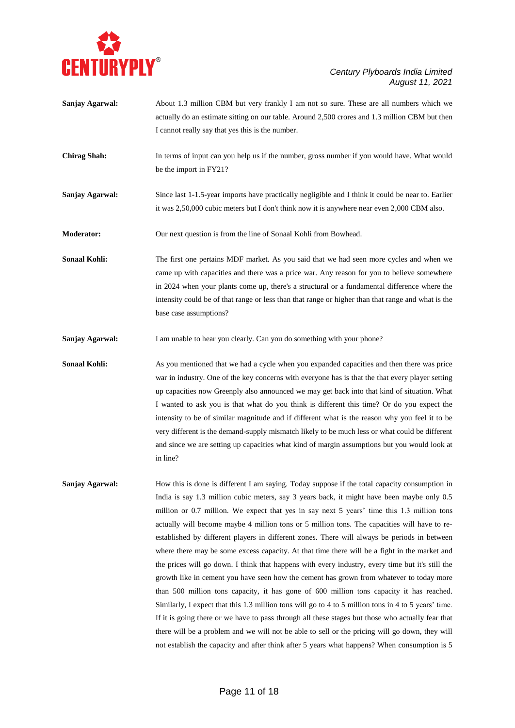**Sanjay Agarwal:** About 1.3 million CBM but very frankly I am not so sure. These are all numbers which we actually do an estimate sitting on our table. Around 2,500 crores and 1.3 million CBM but then I cannot really say that yes this is the number.

**Chirag Shah:** In terms of input can you help us if the number, gross number if you would have. What would be the import in FY21?

**Sanjay Agarwal:** Since last 1-1.5-year imports have practically negligible and I think it could be near to. Earlier it was 2,50,000 cubic meters but I don't think now it is anywhere near even 2,000 CBM also.

**Moderator:** Our next question is from the line of Sonaal Kohli from Bowhead.

**Sonaal Kohli:** The first one pertains MDF market. As you said that we had seen more cycles and when we came up with capacities and there was a price war. Any reason for you to believe somewhere in 2024 when your plants come up, there's a structural or a fundamental difference where the intensity could be of that range or less than that range or higher than that range and what is the base case assumptions?

**Sanjay Agarwal:** I am unable to hear you clearly. Can you do something with your phone?

**Sonaal Kohli:** As you mentioned that we had a cycle when you expanded capacities and then there was price war in industry. One of the key concerns with everyone has is that the that every player setting up capacities now Greenply also announced we may get back into that kind of situation. What I wanted to ask you is that what do you think is different this time? Or do you expect the intensity to be of similar magnitude and if different what is the reason why you feel it to be very different is the demand-supply mismatch likely to be much less or what could be different and since we are setting up capacities what kind of margin assumptions but you would look at in line?

**Sanjay Agarwal:** How this is done is different I am saying. Today suppose if the total capacity consumption in India is say 1.3 million cubic meters, say 3 years back, it might have been maybe only 0.5 million or 0.7 million. We expect that yes in say next 5 years' time this 1.3 million tons actually will become maybe 4 million tons or 5 million tons. The capacities will have to re-established by different players in different zones. There will always be periods in between where there may be some excess capacity. At that time there will be a fight in the market and the prices will go down. I think that happens with every industry, every time but it's still the growth like in cement you have seen how the cement has grown from whatever to today more than 500 million tons capacity, it has gone of 600 million tons capacity it has reached. Similarly, I expect that this 1.3 million tons will go to 4 to 5 million tons in 4 to 5 years' time. If it is going there or we have to pass through all these stages but those who actually fear that there will be a problem and we will not be able to sell or the pricing will go down, they will not establish the capacity and after think after 5 years what happens? When consumption is 5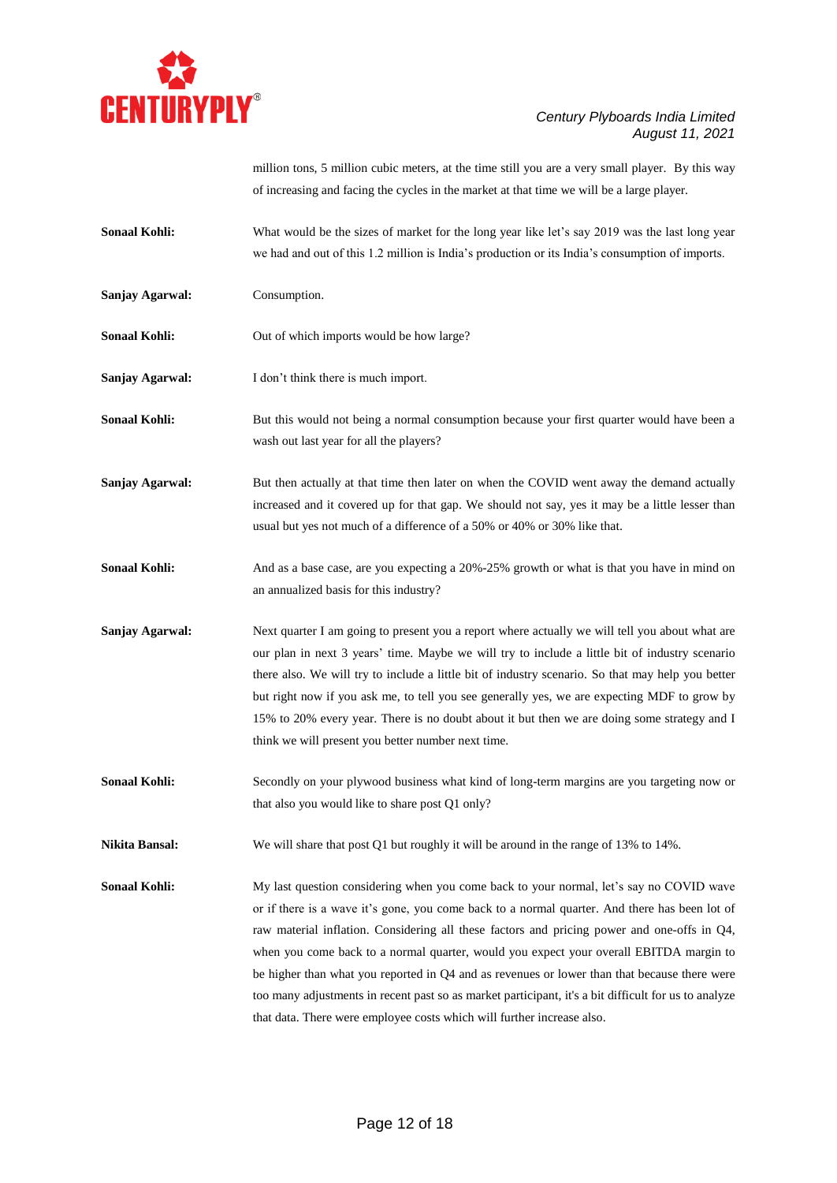million tons, 5 million cubic meters, at the time still you are a very small player. By this way of increasing and facing the cycles in the market at that time we will be a large player.

**Sonaal Kohli:** What would be the sizes of market for the long year like let's say 2019 was the last long year we had and out of this 1.2 million is India's production or its India's consumption of imports.

**Sanjay Agarwal:** Consumption.

**Sonaal Kohli:** Out of which imports would be how large?

**Sanjay Agarwal:** I don't think there is much import.

**Sonaal Kohli:** But this would not being a normal consumption because your first quarter would have been a wash out last year for all the players?

**Sanjay Agarwal:** But then actually at that time then later on when the COVID went away the demand actually increased and it covered up for that gap. We should not say, yes it may be a little lesser than usual but yes not much of a difference of a 50% or 40% or 30% like that.

**Sonaal Kohli:** And as a base case, are you expecting a 20%-25% growth or what is that you have in mind on an annualized basis for this industry?

**Sanjay Agarwal:** Next quarter I am going to present you a report where actually we will tell you about what are our plan in next 3 years' time. Maybe we will try to include a little bit of industry scenario there also. We will try to include a little bit of industry scenario. So that may help you better but right now if you ask me, to tell you see generally yes, we are expecting MDF to grow by 15% to 20% every year. There is no doubt about it but then we are doing some strategy and I think we will present you better number next time.

**Sonaal Kohli:** Secondly on your plywood business what kind of long-term margins are you targeting now or that also you would like to share post Q1 only?

**Nikita Bansal:** We will share that post Q1 but roughly it will be around in the range of 13% to 14%.

**Sonaal Kohli:** My last question considering when you come back to your normal, let's say no COVID wave or if there is a wave it's gone, you come back to a normal quarter. And there has been lot of raw material inflation. Considering all these factors and pricing power and one-offs in Q4, when you come back to a normal quarter, would you expect your overall EBITDA margin to be higher than what you reported in Q4 and as revenues or lower than that because there were too many adjustments in recent past so as market participant, it's a bit difficult for us to analyze that data. There were employee costs which will further increase also.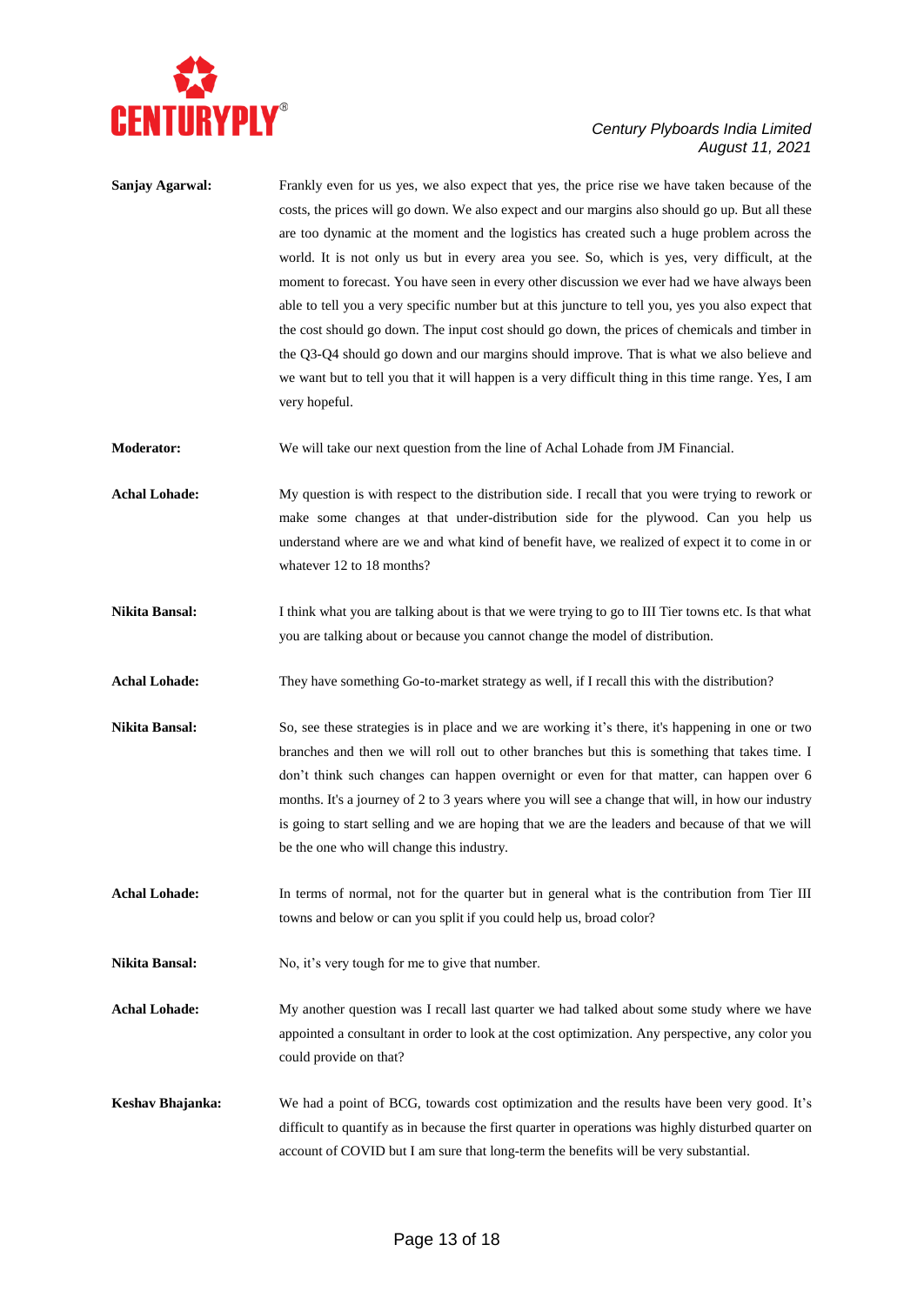**Sanjay Agarwal:** Frankly even for us yes, we also expect that yes, the price rise we have taken because of the costs, the prices will go down. We also expect and our margins also should go up. But all these are too dynamic at the moment and the logistics has created such a huge problem across the world. It is not only us but in every area you see. So, which is yes, very difficult, at the moment to forecast. You have seen in every other discussion we ever had we have always been able to tell you a very specific number but at this juncture to tell you, yes you also expect that the cost should go down. The input cost should go down, the prices of chemicals and timber in the Q3-Q4 should go down and our margins should improve. That is what we also believe and we want but to tell you that it will happen is a very difficult thing in this time range. Yes, I am very hopeful.

**Moderator:** We will take our next question from the line of Achal Lohade from JM Financial.

**Achal Lohade:** My question is with respect to the distribution side. I recall that you were trying to rework or make some changes at that under-distribution side for the plywood. Can you help us understand where are we and what kind of benefit have, we realized of expect it to come in or whatever 12 to 18 months?

**Nikita Bansal:** I think what you are talking about is that we were trying to go to III Tier towns etc. Is that what you are talking about or because you cannot change the model of distribution.

**Achal Lohade:** They have something Go-to-market strategy as well, if I recall this with the distribution?

**Nikita Bansal:** So, see these strategies is in place and we are working it's there, it's happening in one or two branches and then we will roll out to other branches but this is something that takes time. I don't think such changes can happen overnight or even for that matter, can happen over 6 months. It's a journey of 2 to 3 years where you will see a change that will, in how our industry is going to start selling and we are hoping that we are the leaders and because of that we will be the one who will change this industry.

**Achal Lohade:** In terms of normal, not for the quarter but in general what is the contribution from Tier III towns and below or can you split if you could help us, broad color?

**Nikita Bansal:** No, it's very tough for me to give that number.

**Achal Lohade:** My another question was I recall last quarter we had talked about some study where we have appointed a consultant in order to look at the cost optimization. Any perspective, any color you could provide on that?

**Keshav Bhajanka:** We had a point of BCG, towards cost optimization and the results have been very good. It's difficult to quantify as in because the first quarter in operations was highly disturbed quarter on account of COVID but I am sure that long-term the benefits will be very substantial.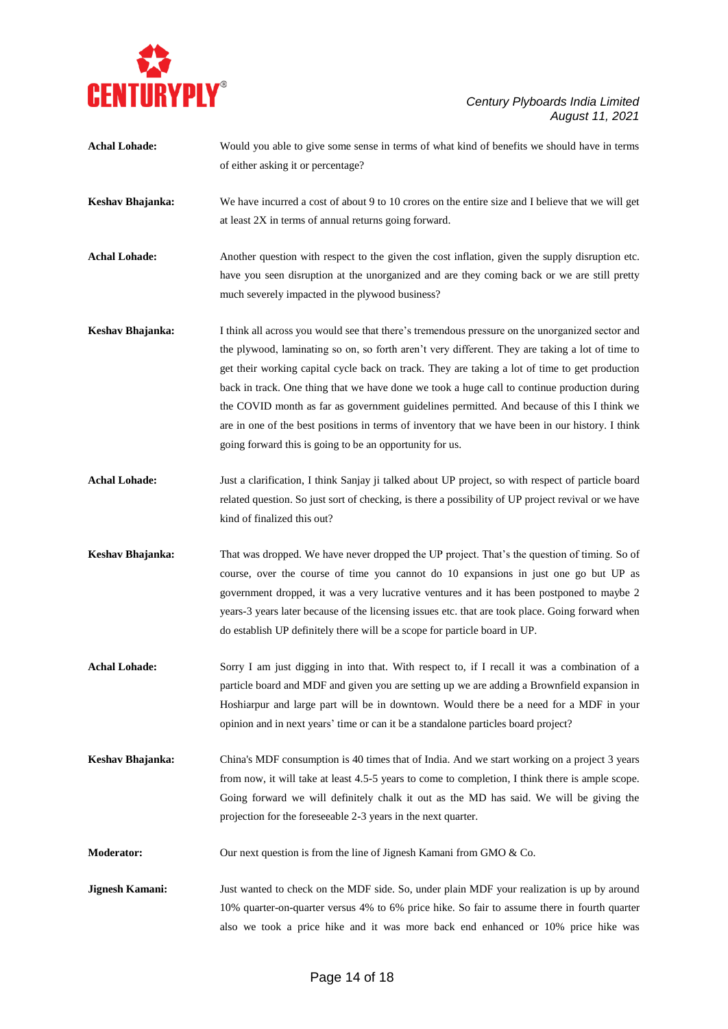**Achal Lohade:** Would you able to give some sense in terms of what kind of benefits we should have in terms of either asking it or percentage?

**Keshav Bhajanka:** We have incurred a cost of about 9 to 10 crores on the entire size and I believe that we will get at least 2X in terms of annual returns going forward.

**Achal Lohade:** Another question with respect to the given the cost inflation, given the supply disruption etc. have you seen disruption at the unorganized and are they coming back or we are still pretty much severely impacted in the plywood business?

**Keshav Bhajanka:** I think all across you would see that there's tremendous pressure on the unorganized sector and the plywood, laminating so on, so forth aren't very different. They are taking a lot of time to get their working capital cycle back on track. They are taking a lot of time to get production back in track. One thing that we have done we took a huge call to continue production during the COVID month as far as government guidelines permitted. And because of this I think we are in one of the best positions in terms of inventory that we have been in our history. I think going forward this is going to be an opportunity for us.

**Achal Lohade:** Just a clarification, I think Sanjay ji talked about UP project, so with respect of particle board related question. So just sort of checking, is there a possibility of UP project revival or we have kind of finalized this out?

**Keshav Bhajanka:** That was dropped. We have never dropped the UP project. That's the question of timing. So of course, over the course of time you cannot do 10 expansions in just one go but UP as government dropped, it was a very lucrative ventures and it has been postponed to maybe 2 years-3 years later because of the licensing issues etc. that are took place. Going forward when do establish UP definitely there will be a scope for particle board in UP.

**Achal Lohade:** Sorry I am just digging in into that. With respect to, if I recall it was a combination of a particle board and MDF and given you are setting up we are adding a Brownfield expansion in Hoshiarpur and large part will be in downtown. Would there be a need for a MDF in your opinion and in next years' time or can it be a standalone particles board project?

**Keshav Bhajanka:** China's MDF consumption is 40 times that of India. And we start working on a project 3 years from now, it will take at least 4.5-5 years to come to completion, I think there is ample scope. Going forward we will definitely chalk it out as the MD has said. We will be giving the projection for the foreseeable 2-3 years in the next quarter.

**Moderator:** Our next question is from the line of Jignesh Kamani from GMO & Co.

**Jignesh Kamani:** Just wanted to check on the MDF side. So, under plain MDF your realization is up by around 10% quarter-on-quarter versus 4% to 6% price hike. So fair to assume there in fourth quarter also we took a price hike and it was more back end enhanced or 10% price hike was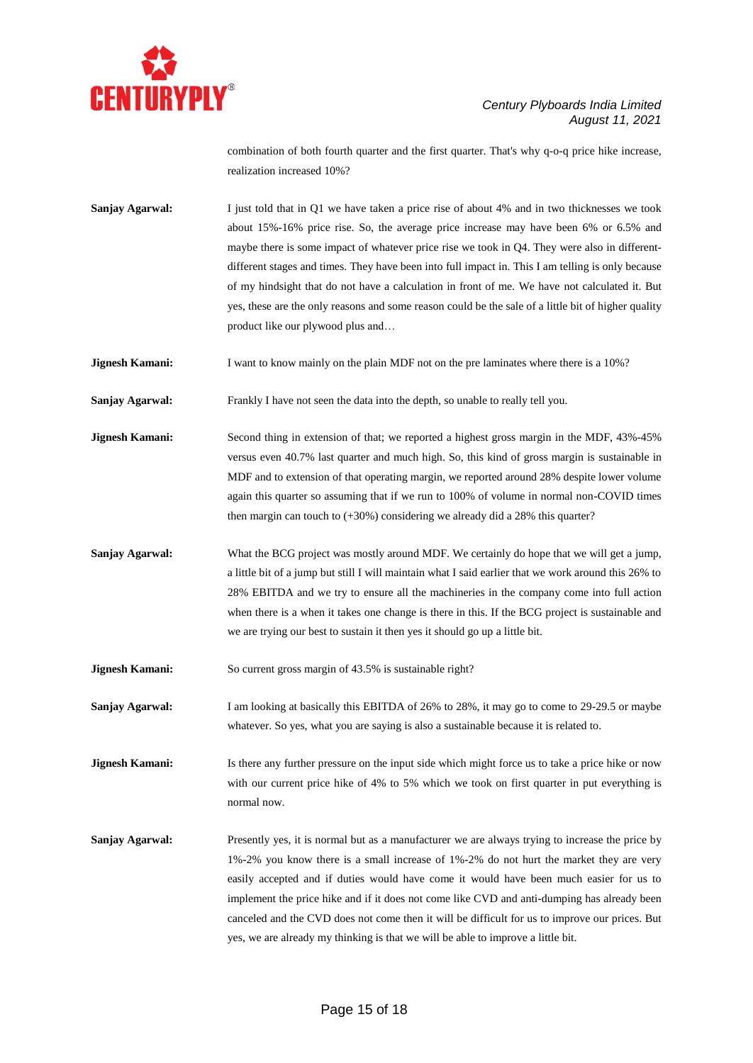combination of both fourth quarter and the first quarter. That's why q-o-q price hike increase, realization increased 10%?

**Sanjay Agarwal:** I just told that in Q1 we have taken a price rise of about 4% and in two thicknesses we took about 15%-16% price rise. So, the average price increase may have been 6% or 6.5% and maybe there is some impact of whatever price rise we took in Q4. They were also in different-different stages and times. They have been into full impact in. This I am telling is only because of my hindsight that do not have a calculation in front of me. We have not calculated it. But yes, these are the only reasons and some reason could be the sale of a little bit of higher quality product like our plywood plus and…

**Jignesh Kamani:** I want to know mainly on the plain MDF not on the pre laminates where there is a 10%?

**Sanjay Agarwal:** Frankly I have not seen the data into the depth, so unable to really tell you.

**Jignesh Kamani:** Second thing in extension of that; we reported a highest gross margin in the MDF, 43%-45% versus even 40.7% last quarter and much high. So, this kind of gross margin is sustainable in MDF and to extension of that operating margin, we reported around 28% despite lower volume again this quarter so assuming that if we run to 100% of volume in normal non-COVID times then margin can touch to (+30%) considering we already did a 28% this quarter?

**Sanjay Agarwal:** What the BCG project was mostly around MDF. We certainly do hope that we will get a jump, a little bit of a jump but still I will maintain what I said earlier that we work around this 26% to 28% EBITDA and we try to ensure all the machineries in the company come into full action when there is a when it takes one change is there in this. If the BCG project is sustainable and we are trying our best to sustain it then yes it should go up a little bit.

**Jignesh Kamani:** So current gross margin of 43.5% is sustainable right?

**Sanjay Agarwal:** I am looking at basically this EBITDA of 26% to 28%, it may go to come to 29-29.5 or maybe whatever. So yes, what you are saying is also a sustainable because it is related to.

**Jignesh Kamani:** Is there any further pressure on the input side which might force us to take a price hike or now with our current price hike of 4% to 5% which we took on first quarter in put everything is normal now.

**Sanjay Agarwal:** Presently yes, it is normal but as a manufacturer we are always trying to increase the price by 1%-2% you know there is a small increase of 1%-2% do not hurt the market they are very easily accepted and if duties would have come it would have been much easier for us to implement the price hike and if it does not come like CVD and anti-dumping has already been canceled and the CVD does not come then it will be difficult for us to improve our prices. But yes, we are already my thinking is that we will be able to improve a little bit.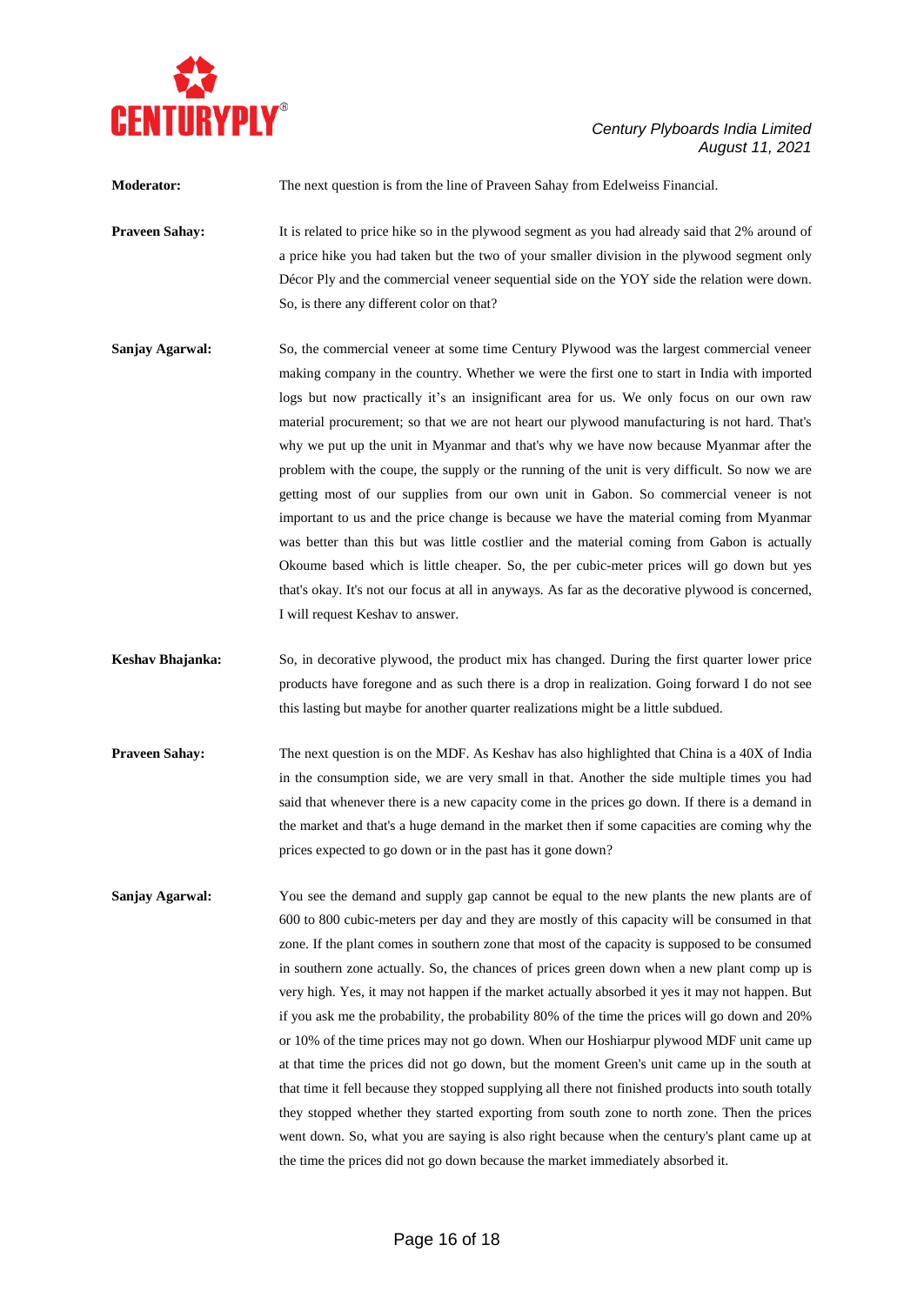**Moderator:** The next question is from the line of Praveen Sahay from Edelweiss Financial.

**Praveen Sahay:** It is related to price hike so in the plywood segment as you had already said that 2% around of a price hike you had taken but the two of your smaller division in the plywood segment only Décor Ply and the commercial veneer sequential side on the YOY side the relation were down. So, is there any different color on that?

**Sanjay Agarwal:** So, the commercial veneer at some time Century Plywood was the largest commercial veneer making company in the country. Whether we were the first one to start in India with imported logs but now practically it's an insignificant area for us. We only focus on our own raw material procurement; so that we are not heart our plywood manufacturing is not hard. That's why we put up the unit in Myanmar and that's why we have now because Myanmar after the problem with the coupe, the supply or the running of the unit is very difficult. So now we are getting most of our supplies from our own unit in Gabon. So commercial veneer is not important to us and the price change is because we have the material coming from Myanmar was better than this but was little costlier and the material coming from Gabon is actually Okoume based which is little cheaper. So, the per cubic-meter prices will go down but yes that's okay. It's not our focus at all in anyways. As far as the decorative plywood is concerned, I will request Keshav to answer.

**Keshav Bhajanka:** So, in decorative plywood, the product mix has changed. During the first quarter lower price products have foregone and as such there is a drop in realization. Going forward I do not see this lasting but maybe for another quarter realizations might be a little subdued.

**Praveen Sahay:** The next question is on the MDF. As Keshav has also highlighted that China is a 40X of India in the consumption side, we are very small in that. Another the side multiple times you had said that whenever there is a new capacity come in the prices go down. If there is a demand in the market and that's a huge demand in the market then if some capacities are coming why the prices expected to go down or in the past has it gone down?

**Sanjay Agarwal:** You see the demand and supply gap cannot be equal to the new plants the new plants are of 600 to 800 cubic-meters per day and they are mostly of this capacity will be consumed in that zone. If the plant comes in southern zone that most of the capacity is supposed to be consumed in southern zone actually. So, the chances of prices green down when a new plant comp up is very high. Yes, it may not happen if the market actually absorbed it yes it may not happen. But if you ask me the probability, the probability 80% of the time the prices will go down and 20% or 10% of the time prices may not go down. When our Hoshiarpur plywood MDF unit came up at that time the prices did not go down, but the moment Green's unit came up in the south at that time it fell because they stopped supplying all there not finished products into south totally they stopped whether they started exporting from south zone to north zone. Then the prices went down. So, what you are saying is also right because when the century's plant came up at the time the prices did not go down because the market immediately absorbed it.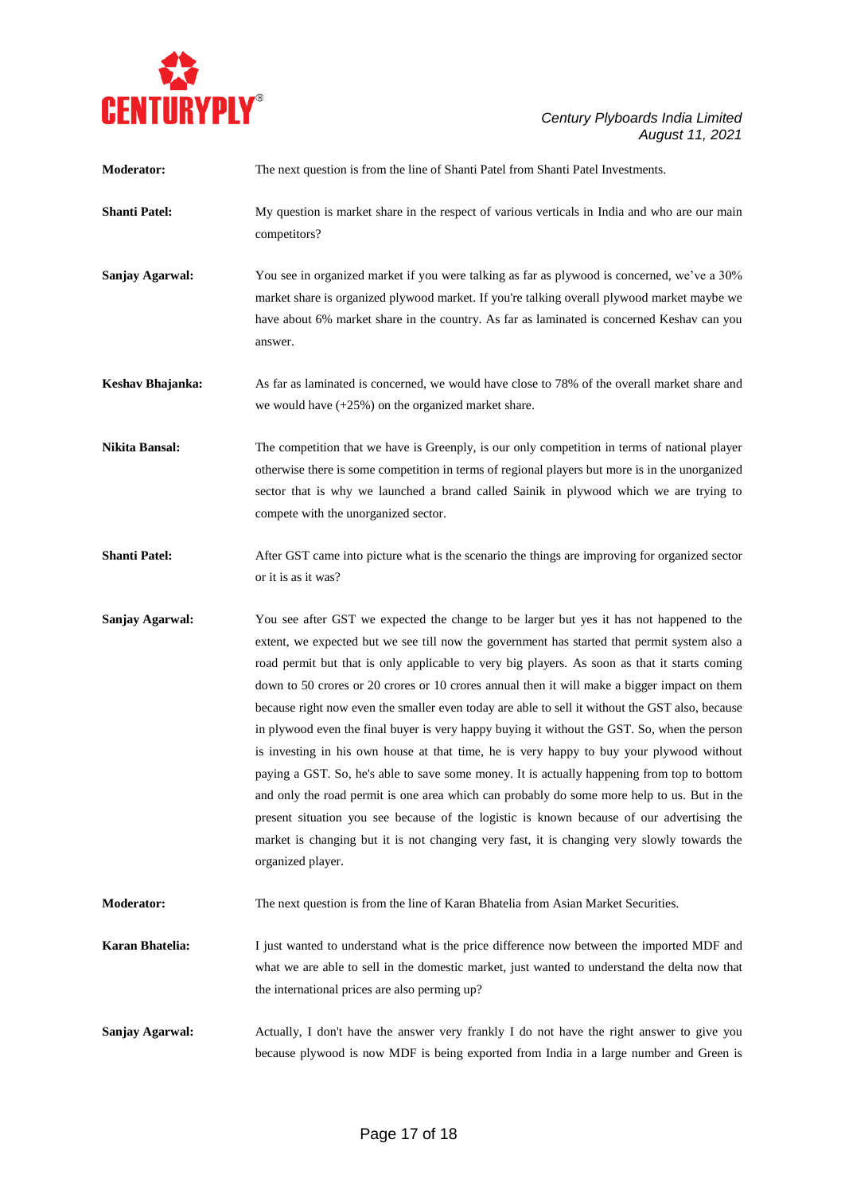**Moderator:** The next question is from the line of Shanti Patel from Shanti Patel Investments.

**Shanti Patel:** My question is market share in the respect of various verticals in India and who are our main competitors?

**Sanjay Agarwal:** You see in organized market if you were talking as far as plywood is concerned, we've a 30% market share is organized plywood market. If you're talking overall plywood market maybe we have about 6% market share in the country. As far as laminated is concerned Keshav can you answer.

**Keshav Bhajanka:** As far as laminated is concerned, we would have close to 78% of the overall market share and we would have (+25%) on the organized market share.

**Nikita Bansal:** The competition that we have is Greenply, is our only competition in terms of national player otherwise there is some competition in terms of regional players but more is in the unorganized sector that is why we launched a brand called Sainik in plywood which we are trying to compete with the unorganized sector.

**Shanti Patel:** After GST came into picture what is the scenario the things are improving for organized sector or it is as it was?

**Sanjay Agarwal:** You see after GST we expected the change to be larger but yes it has not happened to the extent, we expected but we see till now the government has started that permit system also a road permit but that is only applicable to very big players. As soon as that it starts coming down to 50 crores or 20 crores or 10 crores annual then it will make a bigger impact on them because right now even the smaller even today are able to sell it without the GST also, because in plywood even the final buyer is very happy buying it without the GST. So, when the person is investing in his own house at that time, he is very happy to buy your plywood without paying a GST. So, he's able to save some money. It is actually happening from top to bottom and only the road permit is one area which can probably do some more help to us. But in the present situation you see because of the logistic is known because of our advertising the market is changing but it is not changing very fast, it is changing very slowly towards the organized player.

**Moderator:** The next question is from the line of Karan Bhatelia from Asian Market Securities.

**Karan Bhatelia:** I just wanted to understand what is the price difference now between the imported MDF and what we are able to sell in the domestic market, just wanted to understand the delta now that the international prices are also perming up?

**Sanjay Agarwal:** Actually, I don't have the answer very frankly I do not have the right answer to give you because plywood is now MDF is being exported from India in a large number and Green is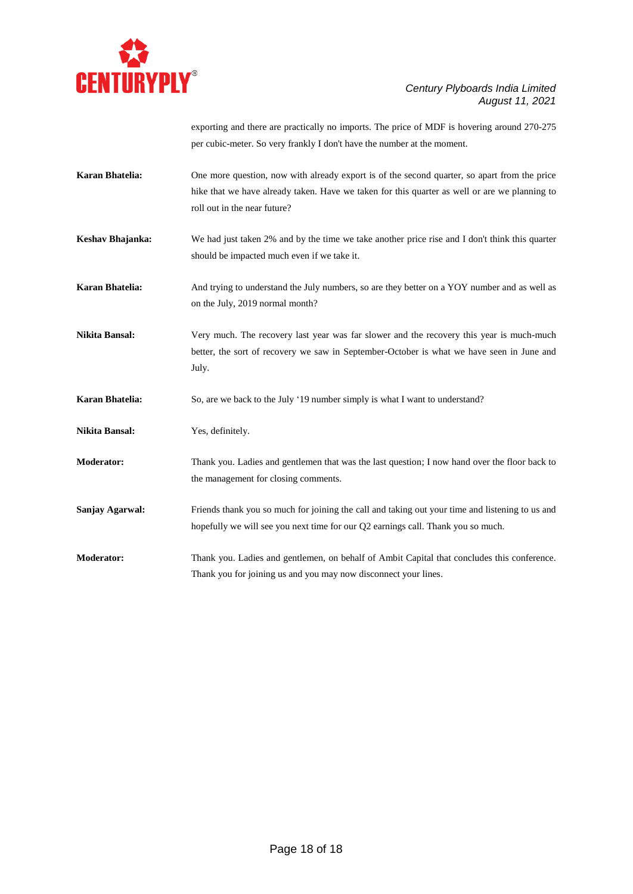exporting and there are practically no imports. The price of MDF is hovering around 270-275 per cubic-meter. So very frankly I don't have the number at the moment.

**Karan Bhatelia:** One more question, now with already export is of the second quarter, so apart from the price hike that we have already taken. Have we taken for this quarter as well or are we planning to roll out in the near future?

**Keshav Bhajanka:** We had just taken 2% and by the time we take another price rise and I don't think this quarter should be impacted much even if we take it.

**Karan Bhatelia:** And trying to understand the July numbers, so are they better on a YOY number and as well as on the July, 2019 normal month?

**Nikita Bansal:** Very much. The recovery last year was far slower and the recovery this year is much-much better, the sort of recovery we saw in September-October is what we have seen in June and July.

**Karan Bhatelia:** So, are we back to the July '19 number simply is what I want to understand?

**Nikita Bansal:** Yes, definitely.

**Moderator:** Thank you. Ladies and gentlemen that was the last question; I now hand over the floor back to the management for closing comments.

**Sanjay Agarwal:** Friends thank you so much for joining the call and taking out your time and listening to us and hopefully we will see you next time for our Q2 earnings call. Thank you so much.

**Moderator:** Thank you. Ladies and gentlemen, on behalf of Ambit Capital that concludes this conference. Thank you for joining us and you may now disconnect your lines.